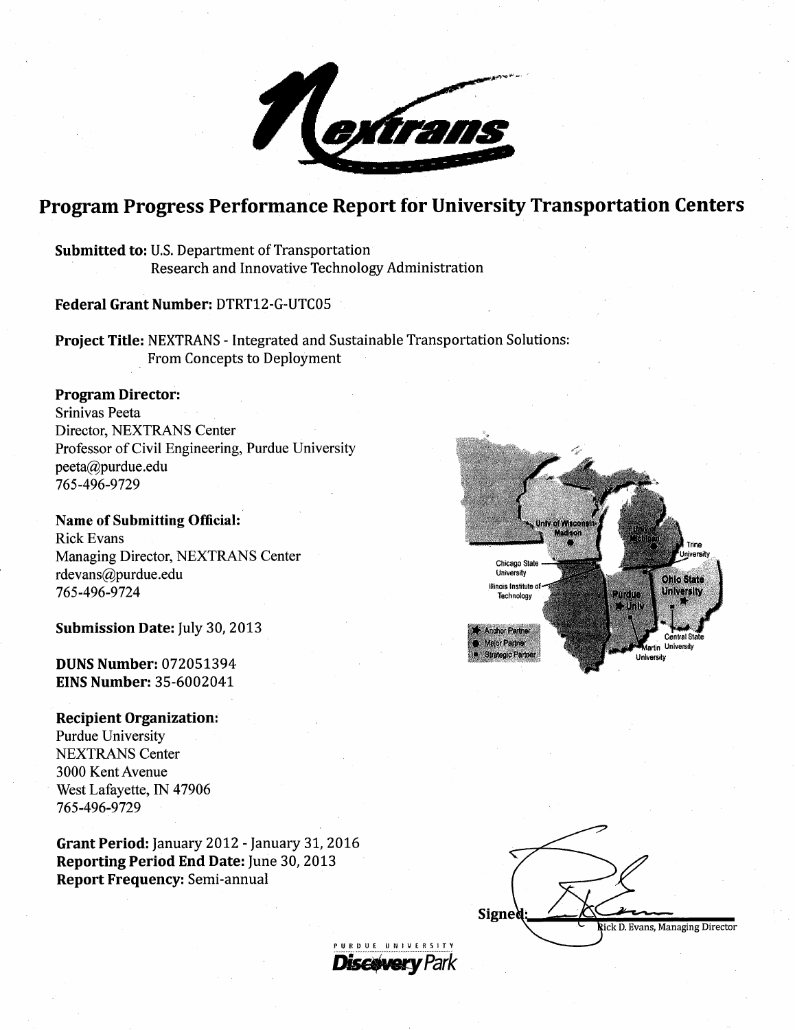# Program Progress Performance Report for University Transportation Centers

**Submitted to:** U.S. Department of Transportation
Research and Innovative Technology Administration

**Federal Grant Number:** DTRT12-G-UTC05

**Project Title:** NEXTRANS - Integrated and Sustainable Transportation Solutions: From Concepts to Deployment

**Program Director:**
Srinivas Peeta
Director, NEXTRANS Center
Professor of Civil Engineering, Purdue University
peeta@purdue.edu
765-496-9729

**Name of Submitting Official:**
Rick Evans
Managing Director, NEXTRANS Center
rdevans@purdue.edu
765-496-9724

**Submission Date:** July 30, 2013

**DUNS Number:** 072051394
**EINS Number:** 35-6002041

**Recipient Organization:**
Purdue University
NEXTRANS Center
3000 Kent Avenue
West Lafayette, IN 47906
765-496-9729

**Grant Period:** January 2012 - January 31, 2016
**Reporting Period End Date:** June 30, 2013
**Report Frequency:** Semi-annual

Signed: Rick D. Evans, Managing Director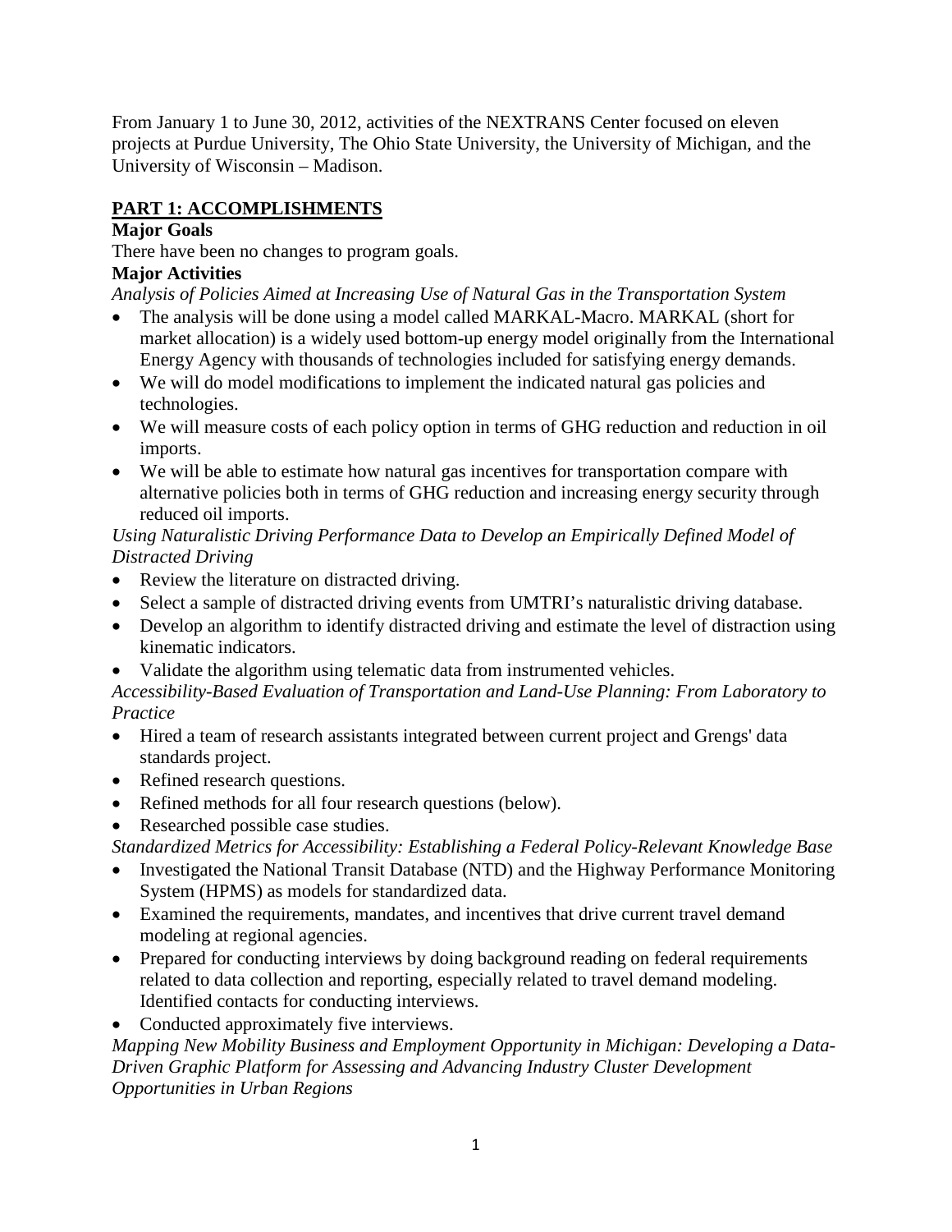From January 1 to June 30, 2012, activities of the NEXTRANS Center focused on eleven projects at Purdue University, The Ohio State University, the University of Michigan, and the University of Wisconsin – Madison.

## PART 1: ACCOMPLISHMENTS

### Major Goals

There have been no changes to program goals.

### Major Activities

*Analysis of Policies Aimed at Increasing Use of Natural Gas in the Transportation System*

- The analysis will be done using a model called MARKAL-Macro. MARKAL (short for market allocation) is a widely used bottom-up energy model originally from the International Energy Agency with thousands of technologies included for satisfying energy demands.
- We will do model modifications to implement the indicated natural gas policies and technologies.
- We will measure costs of each policy option in terms of GHG reduction and reduction in oil imports.
- We will be able to estimate how natural gas incentives for transportation compare with alternative policies both in terms of GHG reduction and increasing energy security through reduced oil imports.

*Using Naturalistic Driving Performance Data to Develop an Empirically Defined Model of Distracted Driving*

- Review the literature on distracted driving.
- Select a sample of distracted driving events from UMTRI's naturalistic driving database.
- Develop an algorithm to identify distracted driving and estimate the level of distraction using kinematic indicators.
- Validate the algorithm using telematic data from instrumented vehicles.

*Accessibility-Based Evaluation of Transportation and Land-Use Planning: From Laboratory to Practice*

- Hired a team of research assistants integrated between current project and Grengs' data standards project.
- Refined research questions.
- Refined methods for all four research questions (below).
- Researched possible case studies.

*Standardized Metrics for Accessibility: Establishing a Federal Policy-Relevant Knowledge Base*

- Investigated the National Transit Database (NTD) and the Highway Performance Monitoring System (HPMS) as models for standardized data.
- Examined the requirements, mandates, and incentives that drive current travel demand modeling at regional agencies.
- Prepared for conducting interviews by doing background reading on federal requirements related to data collection and reporting, especially related to travel demand modeling. Identified contacts for conducting interviews.
- Conducted approximately five interviews.

*Mapping New Mobility Business and Employment Opportunity in Michigan: Developing a Data-Driven Graphic Platform for Assessing and Advancing Industry Cluster Development Opportunities in Urban Regions*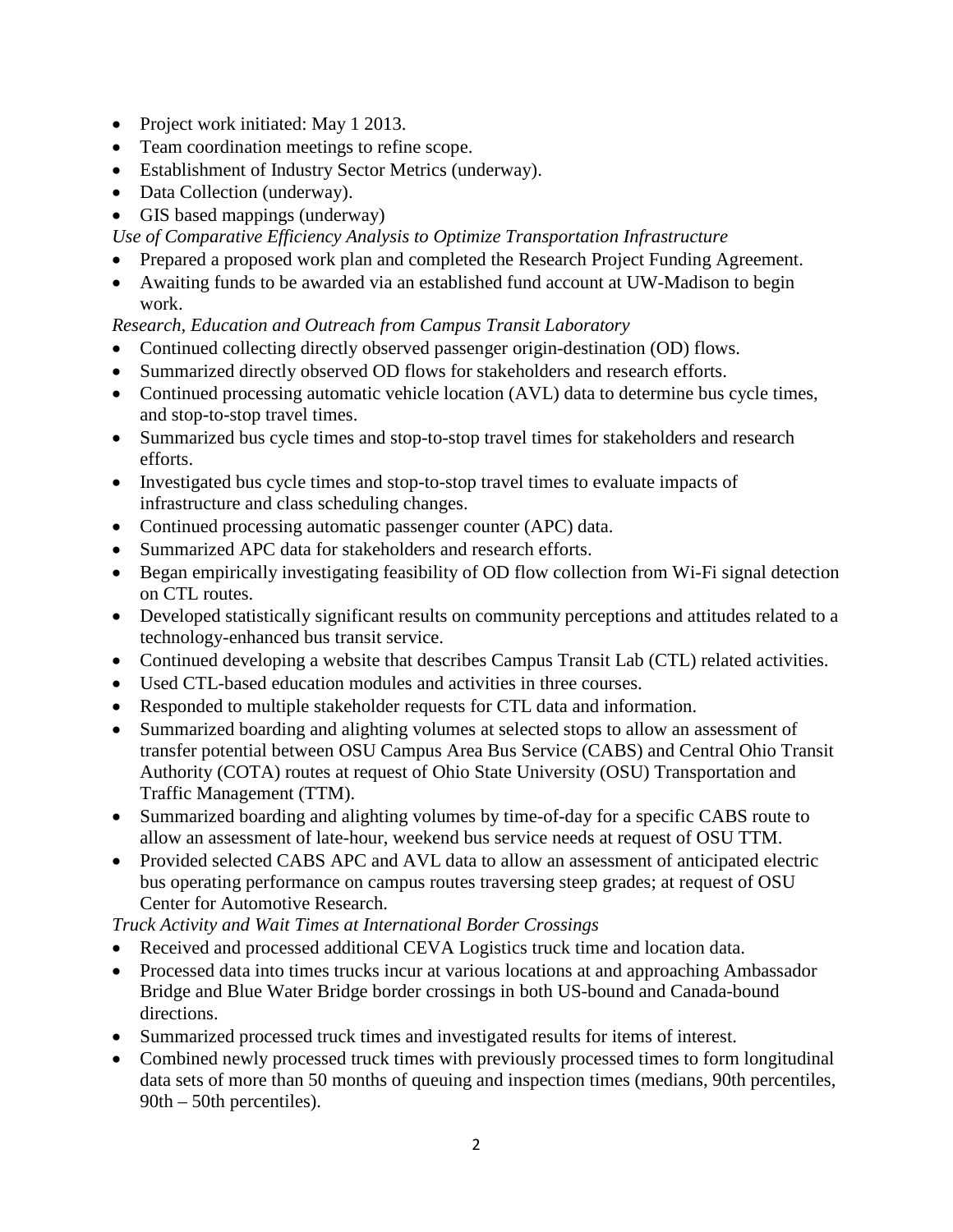- Project work initiated: May 1 2013.
- Team coordination meetings to refine scope.
- Establishment of Industry Sector Metrics (underway).
- Data Collection (underway).
- GIS based mappings (underway)

*Use of Comparative Efficiency Analysis to Optimize Transportation Infrastructure*

- Prepared a proposed work plan and completed the Research Project Funding Agreement.
- Awaiting funds to be awarded via an established fund account at UW-Madison to begin work.

*Research, Education and Outreach from Campus Transit Laboratory*

- Continued collecting directly observed passenger origin-destination (OD) flows.
- Summarized directly observed OD flows for stakeholders and research efforts.
- Continued processing automatic vehicle location (AVL) data to determine bus cycle times, and stop-to-stop travel times.
- Summarized bus cycle times and stop-to-stop travel times for stakeholders and research efforts.
- Investigated bus cycle times and stop-to-stop travel times to evaluate impacts of infrastructure and class scheduling changes.
- Continued processing automatic passenger counter (APC) data.
- Summarized APC data for stakeholders and research efforts.
- Began empirically investigating feasibility of OD flow collection from Wi-Fi signal detection on CTL routes.
- Developed statistically significant results on community perceptions and attitudes related to a technology-enhanced bus transit service.
- Continued developing a website that describes Campus Transit Lab (CTL) related activities.
- Used CTL-based education modules and activities in three courses.
- Responded to multiple stakeholder requests for CTL data and information.
- Summarized boarding and alighting volumes at selected stops to allow an assessment of transfer potential between OSU Campus Area Bus Service (CABS) and Central Ohio Transit Authority (COTA) routes at request of Ohio State University (OSU) Transportation and Traffic Management (TTM).
- Summarized boarding and alighting volumes by time-of-day for a specific CABS route to allow an assessment of late-hour, weekend bus service needs at request of OSU TTM.
- Provided selected CABS APC and AVL data to allow an assessment of anticipated electric bus operating performance on campus routes traversing steep grades; at request of OSU Center for Automotive Research.

*Truck Activity and Wait Times at International Border Crossings*

- Received and processed additional CEVA Logistics truck time and location data.
- Processed data into times trucks incur at various locations at and approaching Ambassador Bridge and Blue Water Bridge border crossings in both US-bound and Canada-bound directions.
- Summarized processed truck times and investigated results for items of interest.
- Combined newly processed truck times with previously processed times to form longitudinal data sets of more than 50 months of queuing and inspection times (medians, 90th percentiles, 90th – 50th percentiles).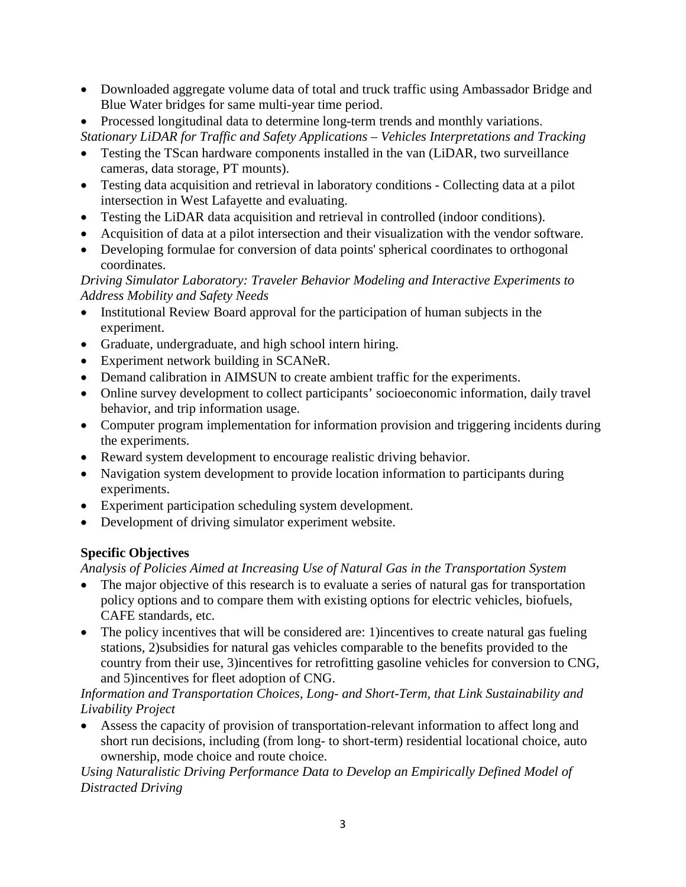- Downloaded aggregate volume data of total and truck traffic using Ambassador Bridge and Blue Water bridges for same multi-year time period.
- Processed longitudinal data to determine long-term trends and monthly variations.

*Stationary LiDAR for Traffic and Safety Applications – Vehicles Interpretations and Tracking*

- Testing the TScan hardware components installed in the van (LiDAR, two surveillance cameras, data storage, PT mounts).
- Testing data acquisition and retrieval in laboratory conditions - Collecting data at a pilot intersection in West Lafayette and evaluating.
- Testing the LiDAR data acquisition and retrieval in controlled (indoor conditions).
- Acquisition of data at a pilot intersection and their visualization with the vendor software.
- Developing formulae for conversion of data points' spherical coordinates to orthogonal coordinates.

*Driving Simulator Laboratory: Traveler Behavior Modeling and Interactive Experiments to Address Mobility and Safety Needs*

- Institutional Review Board approval for the participation of human subjects in the experiment.
- Graduate, undergraduate, and high school intern hiring.
- Experiment network building in SCANeR.
- Demand calibration in AIMSUN to create ambient traffic for the experiments.
- Online survey development to collect participants' socioeconomic information, daily travel behavior, and trip information usage.
- Computer program implementation for information provision and triggering incidents during the experiments.
- Reward system development to encourage realistic driving behavior.
- Navigation system development to provide location information to participants during experiments.
- Experiment participation scheduling system development.
- Development of driving simulator experiment website.

**Specific Objectives**

*Analysis of Policies Aimed at Increasing Use of Natural Gas in the Transportation System*

- The major objective of this research is to evaluate a series of natural gas for transportation policy options and to compare them with existing options for electric vehicles, biofuels, CAFE standards, etc.
- The policy incentives that will be considered are: 1)incentives to create natural gas fueling stations, 2)subsidies for natural gas vehicles comparable to the benefits provided to the country from their use, 3)incentives for retrofitting gasoline vehicles for conversion to CNG, and 5)incentives for fleet adoption of CNG.

*Information and Transportation Choices, Long- and Short-Term, that Link Sustainability and Livability Project*

- Assess the capacity of provision of transportation-relevant information to affect long and short run decisions, including (from long- to short-term) residential locational choice, auto ownership, mode choice and route choice.

*Using Naturalistic Driving Performance Data to Develop an Empirically Defined Model of Distracted Driving*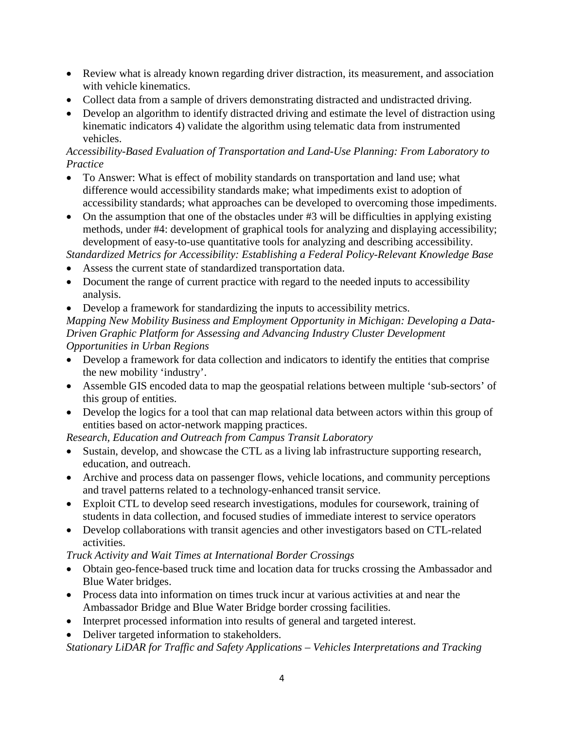- Review what is already known regarding driver distraction, its measurement, and association with vehicle kinematics.
- Collect data from a sample of drivers demonstrating distracted and undistracted driving.
- Develop an algorithm to identify distracted driving and estimate the level of distraction using kinematic indicators 4) validate the algorithm using telematic data from instrumented vehicles.

*Accessibility-Based Evaluation of Transportation and Land-Use Planning: From Laboratory to Practice*

- To Answer: What is effect of mobility standards on transportation and land use; what difference would accessibility standards make; what impediments exist to adoption of accessibility standards; what approaches can be developed to overcoming those impediments.
- On the assumption that one of the obstacles under #3 will be difficulties in applying existing methods, under #4: development of graphical tools for analyzing and displaying accessibility; development of easy-to-use quantitative tools for analyzing and describing accessibility.

*Standardized Metrics for Accessibility: Establishing a Federal Policy-Relevant Knowledge Base*

- Assess the current state of standardized transportation data.
- Document the range of current practice with regard to the needed inputs to accessibility analysis.
- Develop a framework for standardizing the inputs to accessibility metrics.

*Mapping New Mobility Business and Employment Opportunity in Michigan: Developing a Data-Driven Graphic Platform for Assessing and Advancing Industry Cluster Development Opportunities in Urban Regions*

- Develop a framework for data collection and indicators to identify the entities that comprise the new mobility 'industry'.
- Assemble GIS encoded data to map the geospatial relations between multiple 'sub-sectors' of this group of entities.
- Develop the logics for a tool that can map relational data between actors within this group of entities based on actor-network mapping practices.

*Research, Education and Outreach from Campus Transit Laboratory*

- Sustain, develop, and showcase the CTL as a living lab infrastructure supporting research, education, and outreach.
- Archive and process data on passenger flows, vehicle locations, and community perceptions and travel patterns related to a technology-enhanced transit service.
- Exploit CTL to develop seed research investigations, modules for coursework, training of students in data collection, and focused studies of immediate interest to service operators
- Develop collaborations with transit agencies and other investigators based on CTL-related activities.

*Truck Activity and Wait Times at International Border Crossings*

- Obtain geo-fence-based truck time and location data for trucks crossing the Ambassador and Blue Water bridges.
- Process data into information on times truck incur at various activities at and near the Ambassador Bridge and Blue Water Bridge border crossing facilities.
- Interpret processed information into results of general and targeted interest.
- Deliver targeted information to stakeholders.

*Stationary LiDAR for Traffic and Safety Applications – Vehicles Interpretations and Tracking*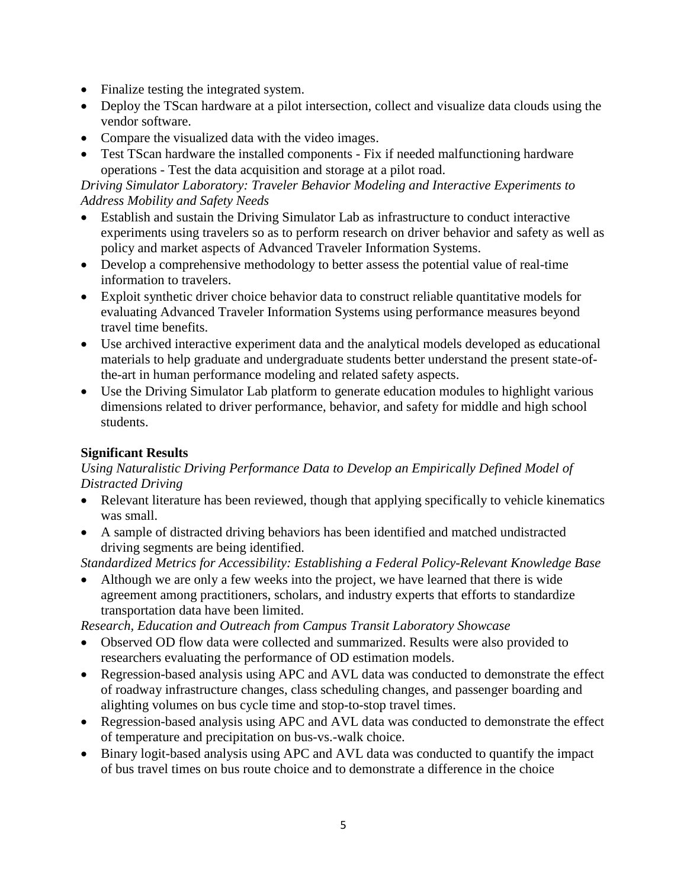- Finalize testing the integrated system.
- Deploy the TScan hardware at a pilot intersection, collect and visualize data clouds using the vendor software.
- Compare the visualized data with the video images.
- Test TScan hardware the installed components - Fix if needed malfunctioning hardware operations - Test the data acquisition and storage at a pilot road.

*Driving Simulator Laboratory: Traveler Behavior Modeling and Interactive Experiments to Address Mobility and Safety Needs*

- Establish and sustain the Driving Simulator Lab as infrastructure to conduct interactive experiments using travelers so as to perform research on driver behavior and safety as well as policy and market aspects of Advanced Traveler Information Systems.
- Develop a comprehensive methodology to better assess the potential value of real-time information to travelers.
- Exploit synthetic driver choice behavior data to construct reliable quantitative models for evaluating Advanced Traveler Information Systems using performance measures beyond travel time benefits.
- Use archived interactive experiment data and the analytical models developed as educational materials to help graduate and undergraduate students better understand the present state-of-the-art in human performance modeling and related safety aspects.
- Use the Driving Simulator Lab platform to generate education modules to highlight various dimensions related to driver performance, behavior, and safety for middle and high school students.

**Significant Results**

*Using Naturalistic Driving Performance Data to Develop an Empirically Defined Model of Distracted Driving*

- Relevant literature has been reviewed, though that applying specifically to vehicle kinematics was small.
- A sample of distracted driving behaviors has been identified and matched undistracted driving segments are being identified.

*Standardized Metrics for Accessibility: Establishing a Federal Policy-Relevant Knowledge Base*

- Although we are only a few weeks into the project, we have learned that there is wide agreement among practitioners, scholars, and industry experts that efforts to standardize transportation data have been limited.

*Research, Education and Outreach from Campus Transit Laboratory Showcase*

- Observed OD flow data were collected and summarized. Results were also provided to researchers evaluating the performance of OD estimation models.
- Regression-based analysis using APC and AVL data was conducted to demonstrate the effect of roadway infrastructure changes, class scheduling changes, and passenger boarding and alighting volumes on bus cycle time and stop-to-stop travel times.
- Regression-based analysis using APC and AVL data was conducted to demonstrate the effect of temperature and precipitation on bus-vs.-walk choice.
- Binary logit-based analysis using APC and AVL data was conducted to quantify the impact of bus travel times on bus route choice and to demonstrate a difference in the choice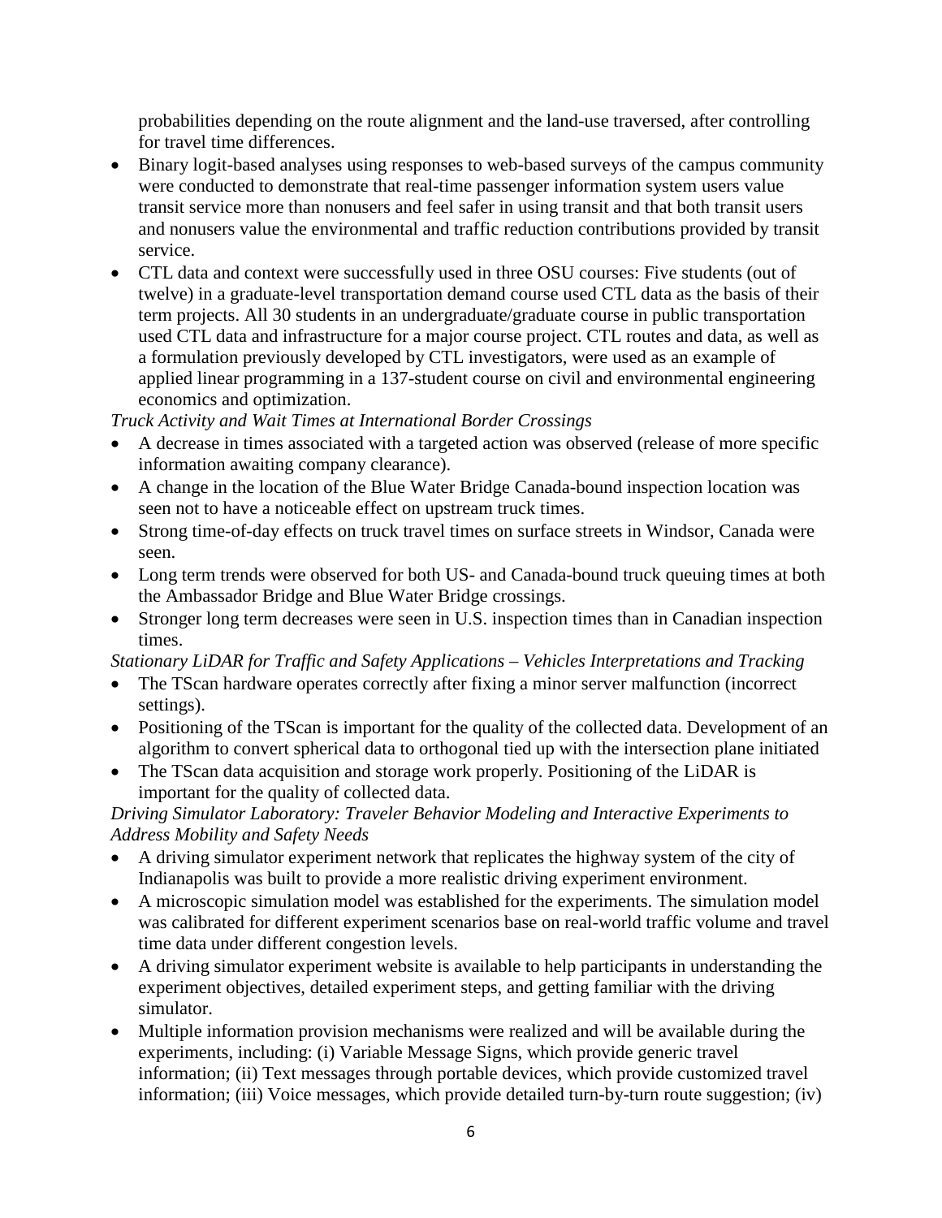probabilities depending on the route alignment and the land-use traversed, after controlling for travel time differences.

- Binary logit-based analyses using responses to web-based surveys of the campus community were conducted to demonstrate that real-time passenger information system users value transit service more than nonusers and feel safer in using transit and that both transit users and nonusers value the environmental and traffic reduction contributions provided by transit service.
- CTL data and context were successfully used in three OSU courses: Five students (out of twelve) in a graduate-level transportation demand course used CTL data as the basis of their term projects. All 30 students in an undergraduate/graduate course in public transportation used CTL data and infrastructure for a major course project. CTL routes and data, as well as a formulation previously developed by CTL investigators, were used as an example of applied linear programming in a 137-student course on civil and environmental engineering economics and optimization.

*Truck Activity and Wait Times at International Border Crossings*

- A decrease in times associated with a targeted action was observed (release of more specific information awaiting company clearance).
- A change in the location of the Blue Water Bridge Canada-bound inspection location was seen not to have a noticeable effect on upstream truck times.
- Strong time-of-day effects on truck travel times on surface streets in Windsor, Canada were seen.
- Long term trends were observed for both US- and Canada-bound truck queuing times at both the Ambassador Bridge and Blue Water Bridge crossings.
- Stronger long term decreases were seen in U.S. inspection times than in Canadian inspection times.

*Stationary LiDAR for Traffic and Safety Applications – Vehicles Interpretations and Tracking*

- The TScan hardware operates correctly after fixing a minor server malfunction (incorrect settings).
- Positioning of the TScan is important for the quality of the collected data. Development of an algorithm to convert spherical data to orthogonal tied up with the intersection plane initiated
- The TScan data acquisition and storage work properly. Positioning of the LiDAR is important for the quality of collected data.

*Driving Simulator Laboratory: Traveler Behavior Modeling and Interactive Experiments to Address Mobility and Safety Needs*

- A driving simulator experiment network that replicates the highway system of the city of Indianapolis was built to provide a more realistic driving experiment environment.
- A microscopic simulation model was established for the experiments. The simulation model was calibrated for different experiment scenarios base on real-world traffic volume and travel time data under different congestion levels.
- A driving simulator experiment website is available to help participants in understanding the experiment objectives, detailed experiment steps, and getting familiar with the driving simulator.
- Multiple information provision mechanisms were realized and will be available during the experiments, including: (i) Variable Message Signs, which provide generic travel information; (ii) Text messages through portable devices, which provide customized travel information; (iii) Voice messages, which provide detailed turn-by-turn route suggestion; (iv)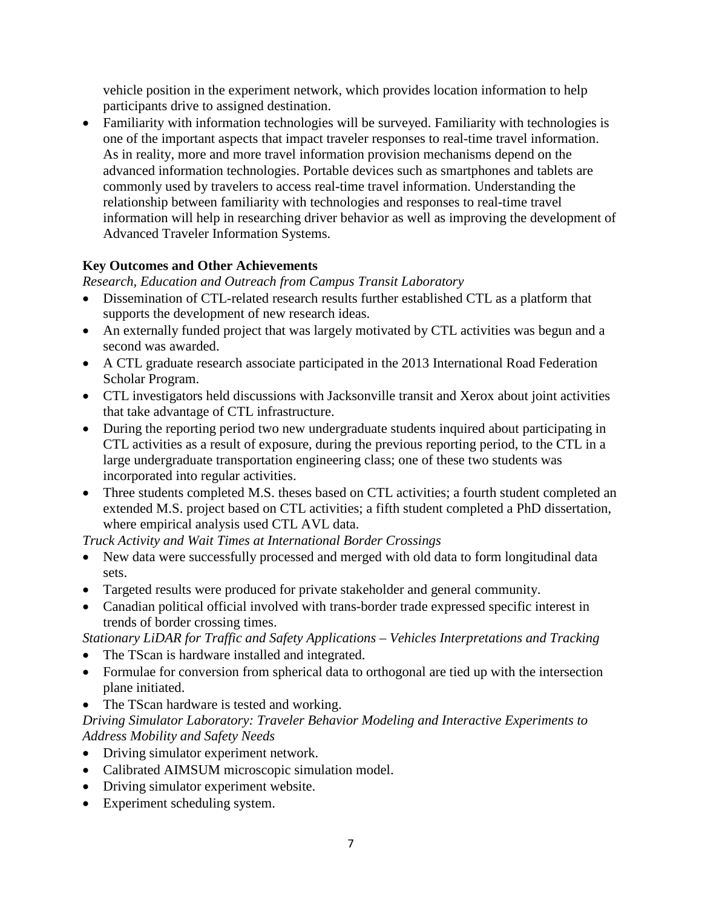vehicle position in the experiment network, which provides location information to help participants drive to assigned destination.

- Familiarity with information technologies will be surveyed. Familiarity with technologies is one of the important aspects that impact traveler responses to real-time travel information. As in reality, more and more travel information provision mechanisms depend on the advanced information technologies. Portable devices such as smartphones and tablets are commonly used by travelers to access real-time travel information. Understanding the relationship between familiarity with technologies and responses to real-time travel information will help in researching driver behavior as well as improving the development of Advanced Traveler Information Systems.

**Key Outcomes and Other Achievements**

*Research, Education and Outreach from Campus Transit Laboratory*

- Dissemination of CTL-related research results further established CTL as a platform that supports the development of new research ideas.
- An externally funded project that was largely motivated by CTL activities was begun and a second was awarded.
- A CTL graduate research associate participated in the 2013 International Road Federation Scholar Program.
- CTL investigators held discussions with Jacksonville transit and Xerox about joint activities that take advantage of CTL infrastructure.
- During the reporting period two new undergraduate students inquired about participating in CTL activities as a result of exposure, during the previous reporting period, to the CTL in a large undergraduate transportation engineering class; one of these two students was incorporated into regular activities.
- Three students completed M.S. theses based on CTL activities; a fourth student completed an extended M.S. project based on CTL activities; a fifth student completed a PhD dissertation, where empirical analysis used CTL AVL data.

*Truck Activity and Wait Times at International Border Crossings*

- New data were successfully processed and merged with old data to form longitudinal data sets.
- Targeted results were produced for private stakeholder and general community.
- Canadian political official involved with trans-border trade expressed specific interest in trends of border crossing times.

*Stationary LiDAR for Traffic and Safety Applications – Vehicles Interpretations and Tracking*

- The TScan is hardware installed and integrated.
- Formulae for conversion from spherical data to orthogonal are tied up with the intersection plane initiated.
- The TScan hardware is tested and working.

*Driving Simulator Laboratory: Traveler Behavior Modeling and Interactive Experiments to Address Mobility and Safety Needs*

- Driving simulator experiment network.
- Calibrated AIMSUM microscopic simulation model.
- Driving simulator experiment website.
- Experiment scheduling system.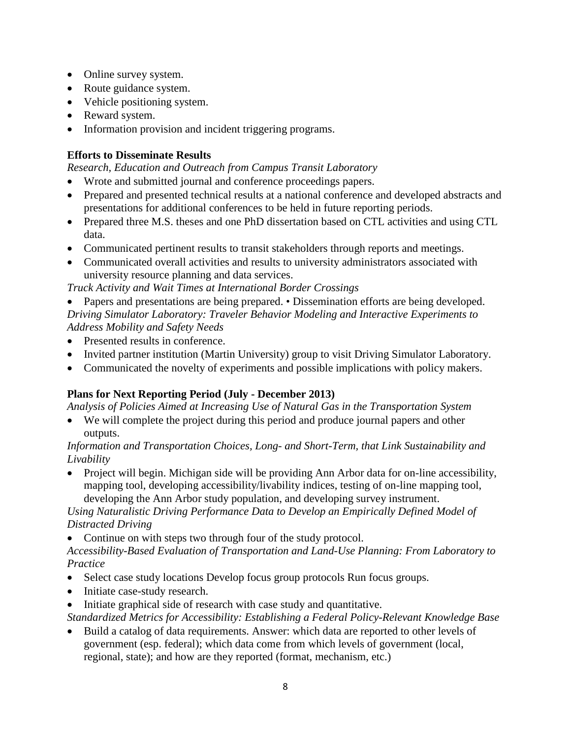- Online survey system.
- Route guidance system.
- Vehicle positioning system.
- Reward system.
- Information provision and incident triggering programs.

**Efforts to Disseminate Results**

*Research, Education and Outreach from Campus Transit Laboratory*

- Wrote and submitted journal and conference proceedings papers.
- Prepared and presented technical results at a national conference and developed abstracts and presentations for additional conferences to be held in future reporting periods.
- Prepared three M.S. theses and one PhD dissertation based on CTL activities and using CTL data.
- Communicated pertinent results to transit stakeholders through reports and meetings.
- Communicated overall activities and results to university administrators associated with university resource planning and data services.

*Truck Activity and Wait Times at International Border Crossings*

- Papers and presentations are being prepared. • Dissemination efforts are being developed.

*Driving Simulator Laboratory: Traveler Behavior Modeling and Interactive Experiments to Address Mobility and Safety Needs*

- Presented results in conference.
- Invited partner institution (Martin University) group to visit Driving Simulator Laboratory.
- Communicated the novelty of experiments and possible implications with policy makers.

**Plans for Next Reporting Period (July - December 2013)**

*Analysis of Policies Aimed at Increasing Use of Natural Gas in the Transportation System*

- We will complete the project during this period and produce journal papers and other outputs.

*Information and Transportation Choices, Long- and Short-Term, that Link Sustainability and Livability*

- Project will begin. Michigan side will be providing Ann Arbor data for on-line accessibility, mapping tool, developing accessibility/livability indices, testing of on-line mapping tool, developing the Ann Arbor study population, and developing survey instrument.

*Using Naturalistic Driving Performance Data to Develop an Empirically Defined Model of Distracted Driving*

- Continue on with steps two through four of the study protocol.

*Accessibility-Based Evaluation of Transportation and Land-Use Planning: From Laboratory to Practice*

- Select case study locations Develop focus group protocols Run focus groups.
- Initiate case-study research.
- Initiate graphical side of research with case study and quantitative.

*Standardized Metrics for Accessibility: Establishing a Federal Policy-Relevant Knowledge Base*

- Build a catalog of data requirements. Answer: which data are reported to other levels of government (esp. federal); which data come from which levels of government (local, regional, state); and how are they reported (format, mechanism, etc.)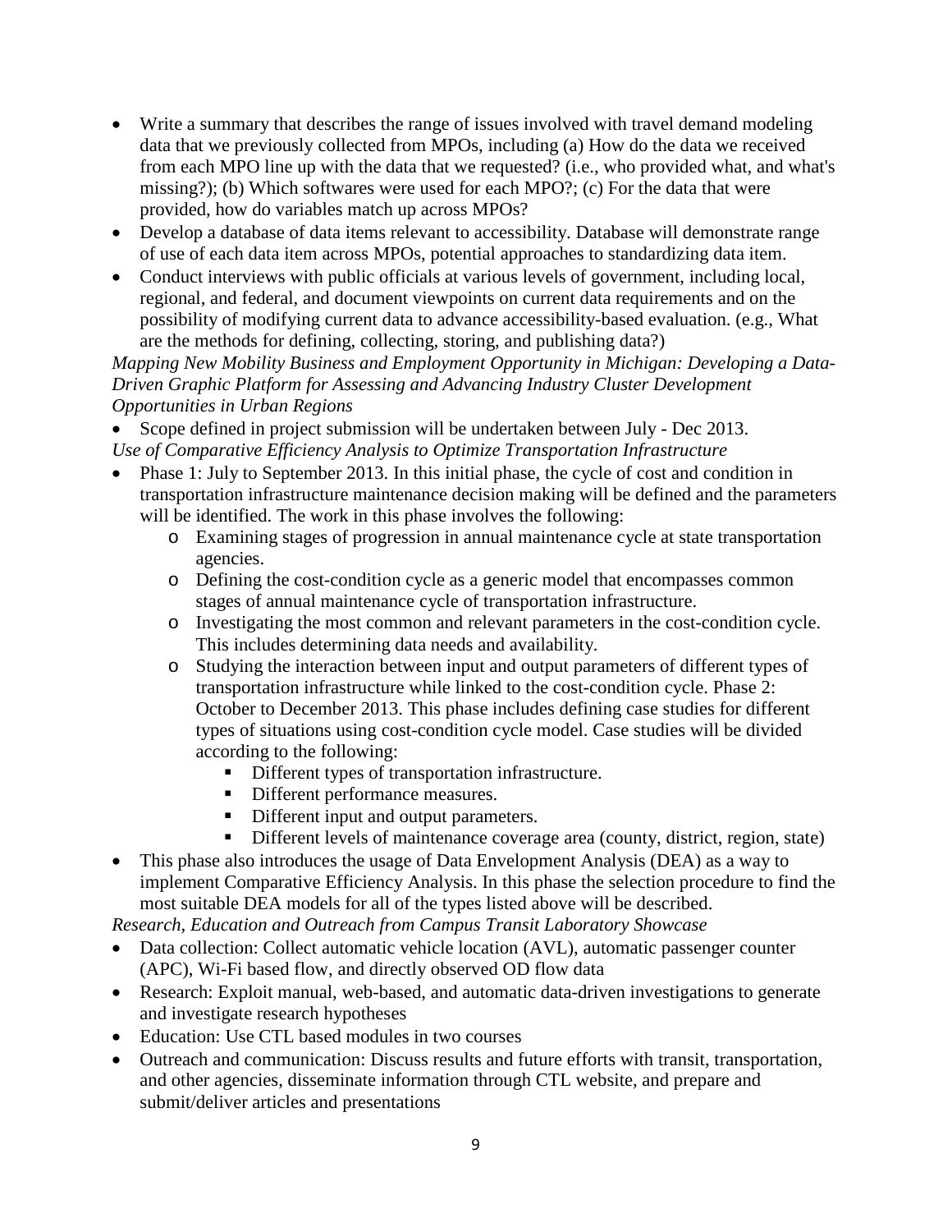- Write a summary that describes the range of issues involved with travel demand modeling data that we previously collected from MPOs, including (a) How do the data we received from each MPO line up with the data that we requested? (i.e., who provided what, and what's missing?); (b) Which softwares were used for each MPO?; (c) For the data that were provided, how do variables match up across MPOs?
- Develop a database of data items relevant to accessibility. Database will demonstrate range of use of each data item across MPOs, potential approaches to standardizing data item.
- Conduct interviews with public officials at various levels of government, including local, regional, and federal, and document viewpoints on current data requirements and on the possibility of modifying current data to advance accessibility-based evaluation. (e.g., What are the methods for defining, collecting, storing, and publishing data?)

*Mapping New Mobility Business and Employment Opportunity in Michigan: Developing a Data-Driven Graphic Platform for Assessing and Advancing Industry Cluster Development Opportunities in Urban Regions*

- Scope defined in project submission will be undertaken between July - Dec 2013.

*Use of Comparative Efficiency Analysis to Optimize Transportation Infrastructure*

- Phase 1: July to September 2013. In this initial phase, the cycle of cost and condition in transportation infrastructure maintenance decision making will be defined and the parameters will be identified. The work in this phase involves the following:
  - Examining stages of progression in annual maintenance cycle at state transportation agencies.
  - Defining the cost-condition cycle as a generic model that encompasses common stages of annual maintenance cycle of transportation infrastructure.
  - Investigating the most common and relevant parameters in the cost-condition cycle. This includes determining data needs and availability.
  - Studying the interaction between input and output parameters of different types of transportation infrastructure while linked to the cost-condition cycle. Phase 2: October to December 2013. This phase includes defining case studies for different types of situations using cost-condition cycle model. Case studies will be divided according to the following:
    - Different types of transportation infrastructure.
    - Different performance measures.
    - Different input and output parameters.
    - Different levels of maintenance coverage area (county, district, region, state)
- This phase also introduces the usage of Data Envelopment Analysis (DEA) as a way to implement Comparative Efficiency Analysis. In this phase the selection procedure to find the most suitable DEA models for all of the types listed above will be described.

*Research, Education and Outreach from Campus Transit Laboratory Showcase*

- Data collection: Collect automatic vehicle location (AVL), automatic passenger counter (APC), Wi-Fi based flow, and directly observed OD flow data
- Research: Exploit manual, web-based, and automatic data-driven investigations to generate and investigate research hypotheses
- Education: Use CTL based modules in two courses
- Outreach and communication: Discuss results and future efforts with transit, transportation, and other agencies, disseminate information through CTL website, and prepare and submit/deliver articles and presentations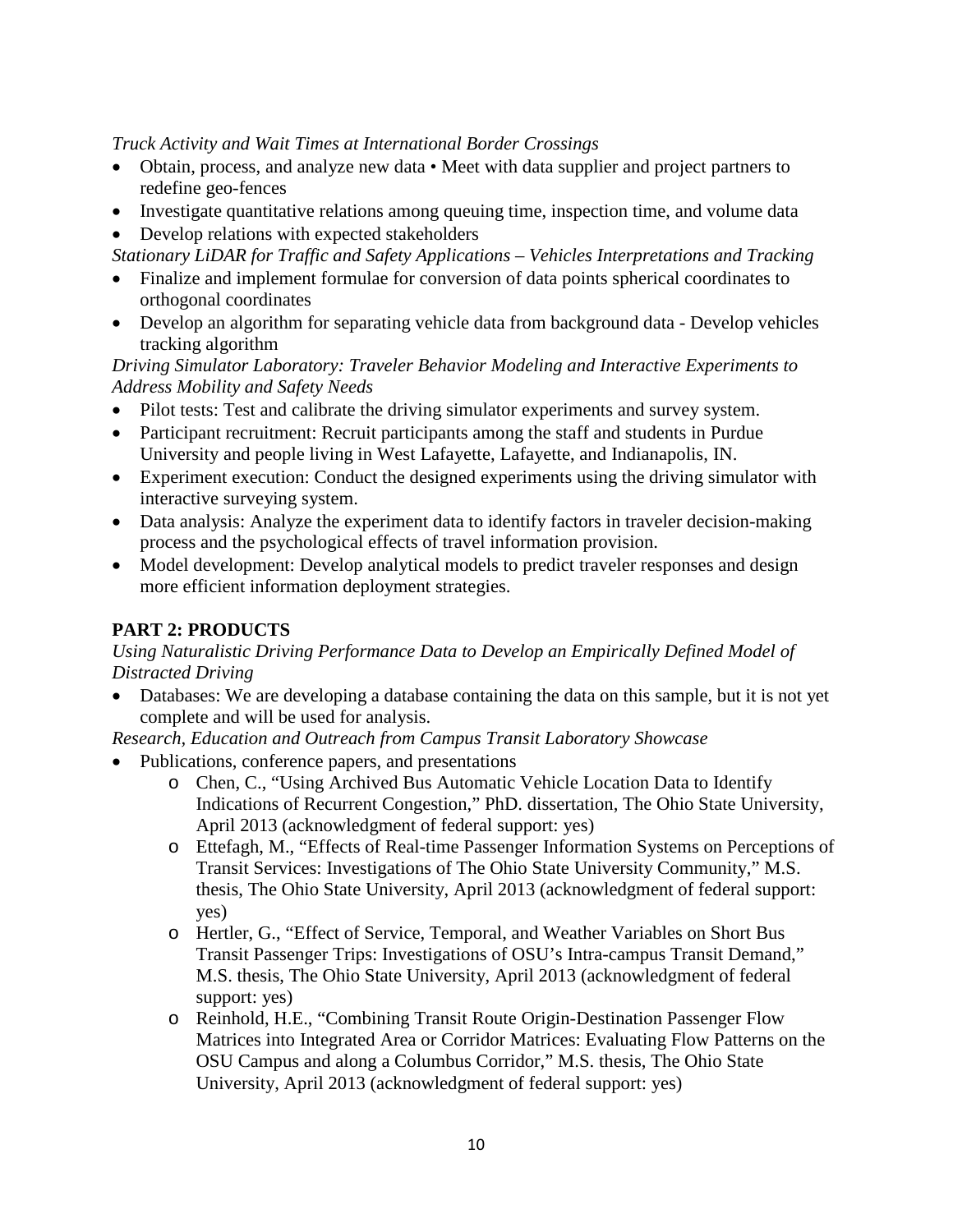*Truck Activity and Wait Times at International Border Crossings*

- Obtain, process, and analyze new data • Meet with data supplier and project partners to redefine geo-fences
- Investigate quantitative relations among queuing time, inspection time, and volume data
- Develop relations with expected stakeholders

*Stationary LiDAR for Traffic and Safety Applications – Vehicles Interpretations and Tracking*

- Finalize and implement formulae for conversion of data points spherical coordinates to orthogonal coordinates
- Develop an algorithm for separating vehicle data from background data - Develop vehicles tracking algorithm

*Driving Simulator Laboratory: Traveler Behavior Modeling and Interactive Experiments to Address Mobility and Safety Needs*

- Pilot tests: Test and calibrate the driving simulator experiments and survey system.
- Participant recruitment: Recruit participants among the staff and students in Purdue University and people living in West Lafayette, Lafayette, and Indianapolis, IN.
- Experiment execution: Conduct the designed experiments using the driving simulator with interactive surveying system.
- Data analysis: Analyze the experiment data to identify factors in traveler decision-making process and the psychological effects of travel information provision.
- Model development: Develop analytical models to predict traveler responses and design more efficient information deployment strategies.

## PART 2: PRODUCTS

*Using Naturalistic Driving Performance Data to Develop an Empirically Defined Model of Distracted Driving*

- Databases: We are developing a database containing the data on this sample, but it is not yet complete and will be used for analysis.

*Research, Education and Outreach from Campus Transit Laboratory Showcase*

- Publications, conference papers, and presentations
  - Chen, C., "Using Archived Bus Automatic Vehicle Location Data to Identify Indications of Recurrent Congestion," PhD. dissertation, The Ohio State University, April 2013 (acknowledgment of federal support: yes)
  - Ettefagh, M., "Effects of Real-time Passenger Information Systems on Perceptions of Transit Services: Investigations of The Ohio State University Community," M.S. thesis, The Ohio State University, April 2013 (acknowledgment of federal support: yes)
  - Hertler, G., "Effect of Service, Temporal, and Weather Variables on Short Bus Transit Passenger Trips: Investigations of OSU's Intra-campus Transit Demand," M.S. thesis, The Ohio State University, April 2013 (acknowledgment of federal support: yes)
  - Reinhold, H.E., "Combining Transit Route Origin-Destination Passenger Flow Matrices into Integrated Area or Corridor Matrices: Evaluating Flow Patterns on the OSU Campus and along a Columbus Corridor," M.S. thesis, The Ohio State University, April 2013 (acknowledgment of federal support: yes)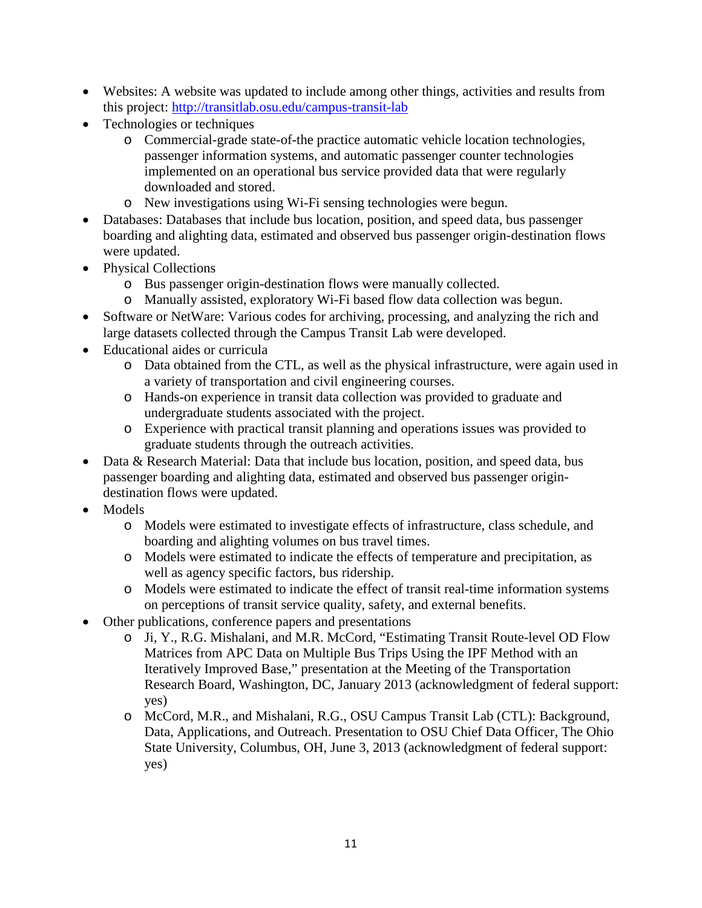- Websites: A website was updated to include among other things, activities and results from this project: [http://transitlab.osu.edu/campus-transit-lab](http://transitlab.osu.edu/campus-transit-lab)
- Technologies or techniques
  - Commercial-grade state-of-the practice automatic vehicle location technologies, passenger information systems, and automatic passenger counter technologies implemented on an operational bus service provided data that were regularly downloaded and stored.
  - New investigations using Wi-Fi sensing technologies were begun.
- Databases: Databases that include bus location, position, and speed data, bus passenger boarding and alighting data, estimated and observed bus passenger origin-destination flows were updated.
- Physical Collections
  - Bus passenger origin-destination flows were manually collected.
  - Manually assisted, exploratory Wi-Fi based flow data collection was begun.
- Software or NetWare: Various codes for archiving, processing, and analyzing the rich and large datasets collected through the Campus Transit Lab were developed.
- Educational aides or curricula
  - Data obtained from the CTL, as well as the physical infrastructure, were again used in a variety of transportation and civil engineering courses.
  - Hands-on experience in transit data collection was provided to graduate and undergraduate students associated with the project.
  - Experience with practical transit planning and operations issues was provided to graduate students through the outreach activities.
- Data & Research Material: Data that include bus location, position, and speed data, bus passenger boarding and alighting data, estimated and observed bus passenger origin-destination flows were updated.
- Models
  - Models were estimated to investigate effects of infrastructure, class schedule, and boarding and alighting volumes on bus travel times.
  - Models were estimated to indicate the effects of temperature and precipitation, as well as agency specific factors, bus ridership.
  - Models were estimated to indicate the effect of transit real-time information systems on perceptions of transit service quality, safety, and external benefits.
- Other publications, conference papers and presentations
  - Ji, Y., R.G. Mishalani, and M.R. McCord, "Estimating Transit Route-level OD Flow Matrices from APC Data on Multiple Bus Trips Using the IPF Method with an Iteratively Improved Base," presentation at the Meeting of the Transportation Research Board, Washington, DC, January 2013 (acknowledgment of federal support: yes)
  - McCord, M.R., and Mishalani, R.G., OSU Campus Transit Lab (CTL): Background, Data, Applications, and Outreach. Presentation to OSU Chief Data Officer, The Ohio State University, Columbus, OH, June 3, 2013 (acknowledgment of federal support: yes)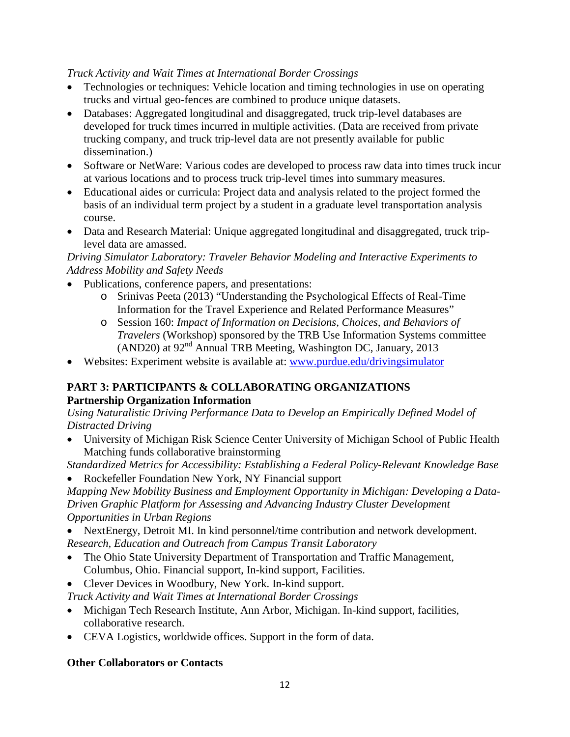*Truck Activity and Wait Times at International Border Crossings*

- Technologies or techniques: Vehicle location and timing technologies in use on operating trucks and virtual geo-fences are combined to produce unique datasets.
- Databases: Aggregated longitudinal and disaggregated, truck trip-level databases are developed for truck times incurred in multiple activities. (Data are received from private trucking company, and truck trip-level data are not presently available for public dissemination.)
- Software or NetWare: Various codes are developed to process raw data into times truck incur at various locations and to process truck trip-level times into summary measures.
- Educational aides or curricula: Project data and analysis related to the project formed the basis of an individual term project by a student in a graduate level transportation analysis course.
- Data and Research Material: Unique aggregated longitudinal and disaggregated, truck trip-level data are amassed.

*Driving Simulator Laboratory: Traveler Behavior Modeling and Interactive Experiments to Address Mobility and Safety Needs*

- Publications, conference papers, and presentations:
  - Srinivas Peeta (2013) "Understanding the Psychological Effects of Real-Time Information for the Travel Experience and Related Performance Measures"
  - Session 160: *Impact of Information on Decisions, Choices, and Behaviors of Travelers* (Workshop) sponsored by the TRB Use Information Systems committee (AND20) at 92nd Annual TRB Meeting, Washington DC, January, 2013
- Websites: Experiment website is available at: [www.purdue.edu/drivingsimulator](http://www.purdue.edu/drivingsimulator)

## PART 3: PARTICIPANTS & COLLABORATING ORGANIZATIONS

### Partnership Organization Information

*Using Naturalistic Driving Performance Data to Develop an Empirically Defined Model of Distracted Driving*

- University of Michigan Risk Science Center University of Michigan School of Public Health Matching funds collaborative brainstorming

*Standardized Metrics for Accessibility: Establishing a Federal Policy-Relevant Knowledge Base*

- Rockefeller Foundation New York, NY Financial support

*Mapping New Mobility Business and Employment Opportunity in Michigan: Developing a Data-Driven Graphic Platform for Assessing and Advancing Industry Cluster Development Opportunities in Urban Regions*

- NextEnergy, Detroit MI. In kind personnel/time contribution and network development.

*Research, Education and Outreach from Campus Transit Laboratory*

- The Ohio State University Department of Transportation and Traffic Management, Columbus, Ohio. Financial support, In-kind support, Facilities.
- Clever Devices in Woodbury, New York. In-kind support.

*Truck Activity and Wait Times at International Border Crossings*

- Michigan Tech Research Institute, Ann Arbor, Michigan. In-kind support, facilities, collaborative research.
- CEVA Logistics, worldwide offices. Support in the form of data.

### Other Collaborators or Contacts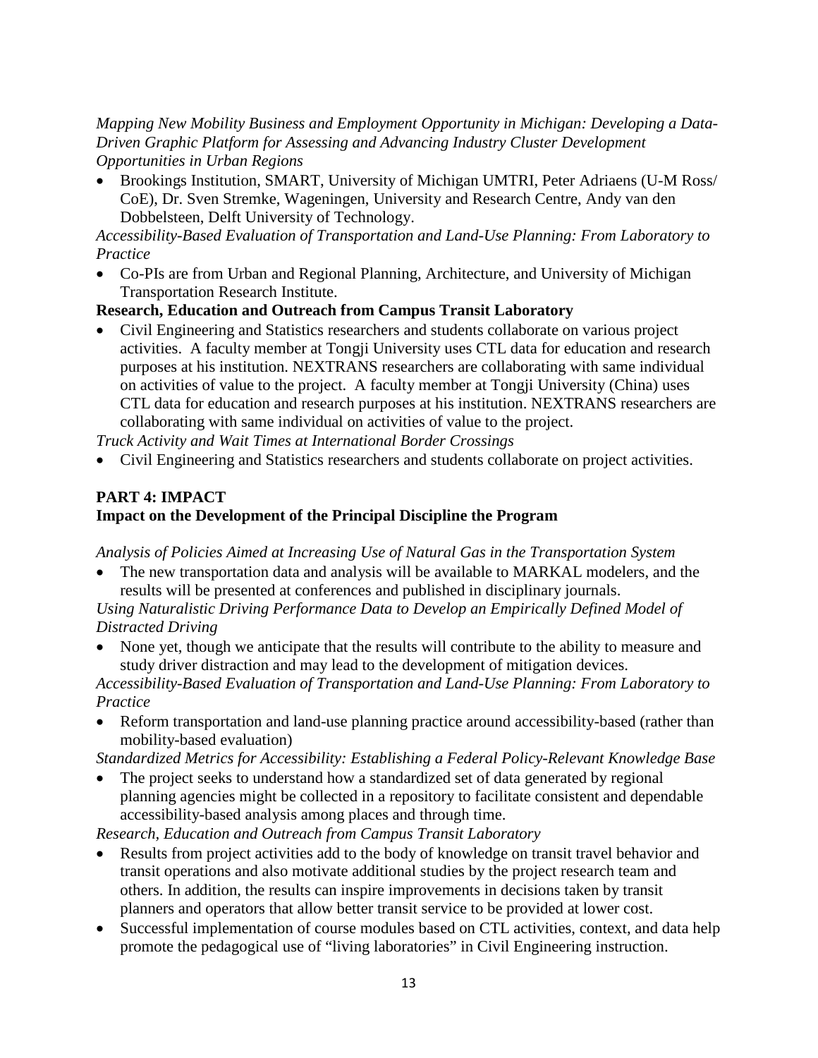*Mapping New Mobility Business and Employment Opportunity in Michigan: Developing a Data-Driven Graphic Platform for Assessing and Advancing Industry Cluster Development Opportunities in Urban Regions*

- Brookings Institution, SMART, University of Michigan UMTRI, Peter Adriaens (U-M Ross/ CoE), Dr. Sven Stremke, Wageningen, University and Research Centre, Andy van den Dobbelsteen, Delft University of Technology.

*Accessibility-Based Evaluation of Transportation and Land-Use Planning: From Laboratory to Practice*

- Co-PIs are from Urban and Regional Planning, Architecture, and University of Michigan Transportation Research Institute.

**Research, Education and Outreach from Campus Transit Laboratory**

- Civil Engineering and Statistics researchers and students collaborate on various project activities. A faculty member at Tongji University uses CTL data for education and research purposes at his institution. NEXTRANS researchers are collaborating with same individual on activities of value to the project. A faculty member at Tongji University (China) uses CTL data for education and research purposes at his institution. NEXTRANS researchers are collaborating with same individual on activities of value to the project.

*Truck Activity and Wait Times at International Border Crossings*

- Civil Engineering and Statistics researchers and students collaborate on project activities.

## PART 4: IMPACT

### Impact on the Development of the Principal Discipline the Program

*Analysis of Policies Aimed at Increasing Use of Natural Gas in the Transportation System*

- The new transportation data and analysis will be available to MARKAL modelers, and the results will be presented at conferences and published in disciplinary journals.

*Using Naturalistic Driving Performance Data to Develop an Empirically Defined Model of Distracted Driving*

- None yet, though we anticipate that the results will contribute to the ability to measure and study driver distraction and may lead to the development of mitigation devices.

*Accessibility-Based Evaluation of Transportation and Land-Use Planning: From Laboratory to Practice*

- Reform transportation and land-use planning practice around accessibility-based (rather than mobility-based evaluation)

*Standardized Metrics for Accessibility: Establishing a Federal Policy-Relevant Knowledge Base*

- The project seeks to understand how a standardized set of data generated by regional planning agencies might be collected in a repository to facilitate consistent and dependable accessibility-based analysis among places and through time.

*Research, Education and Outreach from Campus Transit Laboratory*

- Results from project activities add to the body of knowledge on transit travel behavior and transit operations and also motivate additional studies by the project research team and others. In addition, the results can inspire improvements in decisions taken by transit planners and operators that allow better transit service to be provided at lower cost.
- Successful implementation of course modules based on CTL activities, context, and data help promote the pedagogical use of "living laboratories" in Civil Engineering instruction.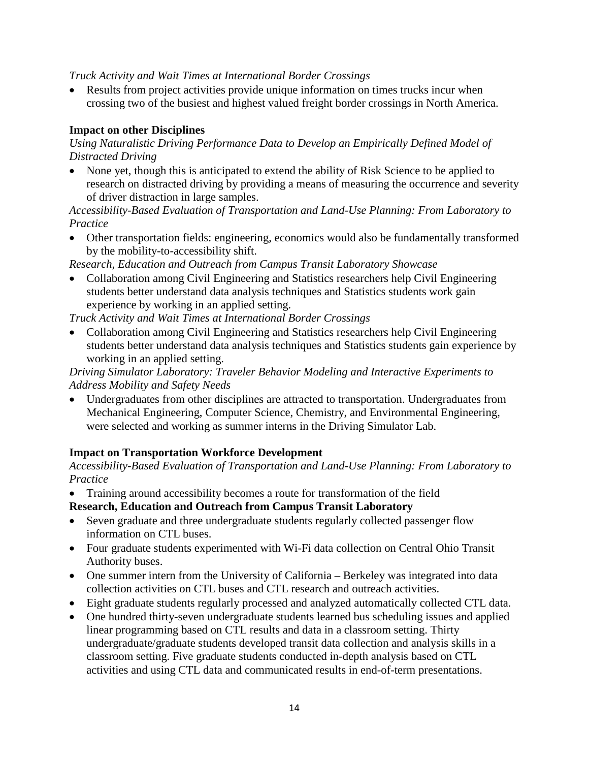*Truck Activity and Wait Times at International Border Crossings*

- Results from project activities provide unique information on times trucks incur when crossing two of the busiest and highest valued freight border crossings in North America.

**Impact on other Disciplines**

*Using Naturalistic Driving Performance Data to Develop an Empirically Defined Model of Distracted Driving*

- None yet, though this is anticipated to extend the ability of Risk Science to be applied to research on distracted driving by providing a means of measuring the occurrence and severity of driver distraction in large samples.

*Accessibility-Based Evaluation of Transportation and Land-Use Planning: From Laboratory to Practice*

- Other transportation fields: engineering, economics would also be fundamentally transformed by the mobility-to-accessibility shift.

*Research, Education and Outreach from Campus Transit Laboratory Showcase*

- Collaboration among Civil Engineering and Statistics researchers help Civil Engineering students better understand data analysis techniques and Statistics students work gain experience by working in an applied setting.

*Truck Activity and Wait Times at International Border Crossings*

- Collaboration among Civil Engineering and Statistics researchers help Civil Engineering students better understand data analysis techniques and Statistics students gain experience by working in an applied setting.

*Driving Simulator Laboratory: Traveler Behavior Modeling and Interactive Experiments to Address Mobility and Safety Needs*

- Undergraduates from other disciplines are attracted to transportation. Undergraduates from Mechanical Engineering, Computer Science, Chemistry, and Environmental Engineering, were selected and working as summer interns in the Driving Simulator Lab.

**Impact on Transportation Workforce Development**

*Accessibility-Based Evaluation of Transportation and Land-Use Planning: From Laboratory to Practice*

- Training around accessibility becomes a route for transformation of the field

**Research, Education and Outreach from Campus Transit Laboratory**

- Seven graduate and three undergraduate students regularly collected passenger flow information on CTL buses.
- Four graduate students experimented with Wi-Fi data collection on Central Ohio Transit Authority buses.
- One summer intern from the University of California – Berkeley was integrated into data collection activities on CTL buses and CTL research and outreach activities.
- Eight graduate students regularly processed and analyzed automatically collected CTL data.
- One hundred thirty-seven undergraduate students learned bus scheduling issues and applied linear programming based on CTL results and data in a classroom setting. Thirty undergraduate/graduate students developed transit data collection and analysis skills in a classroom setting. Five graduate students conducted in-depth analysis based on CTL activities and using CTL data and communicated results in end-of-term presentations.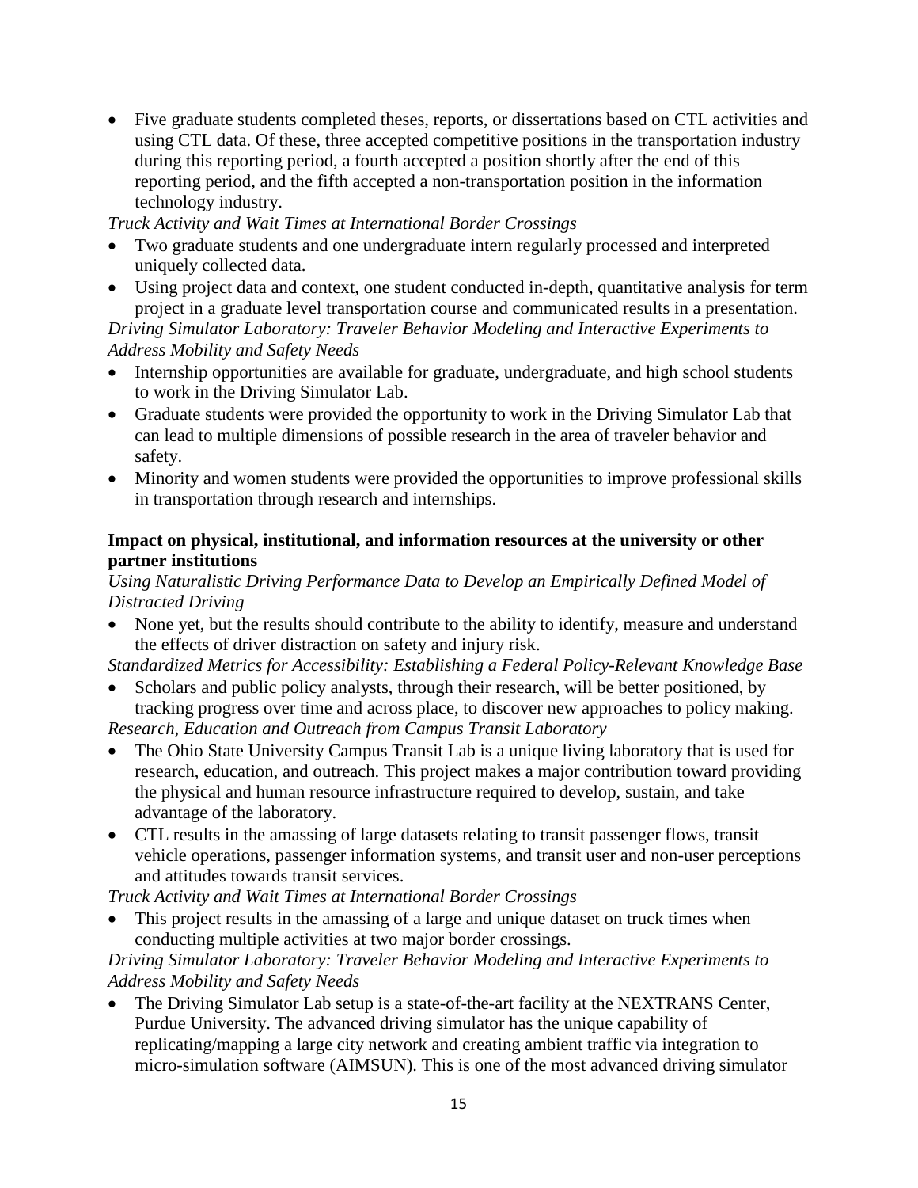- Five graduate students completed theses, reports, or dissertations based on CTL activities and using CTL data. Of these, three accepted competitive positions in the transportation industry during this reporting period, a fourth accepted a position shortly after the end of this reporting period, and the fifth accepted a non-transportation position in the information technology industry.

*Truck Activity and Wait Times at International Border Crossings*

- Two graduate students and one undergraduate intern regularly processed and interpreted uniquely collected data.
- Using project data and context, one student conducted in-depth, quantitative analysis for term project in a graduate level transportation course and communicated results in a presentation.

*Driving Simulator Laboratory: Traveler Behavior Modeling and Interactive Experiments to Address Mobility and Safety Needs*

- Internship opportunities are available for graduate, undergraduate, and high school students to work in the Driving Simulator Lab.
- Graduate students were provided the opportunity to work in the Driving Simulator Lab that can lead to multiple dimensions of possible research in the area of traveler behavior and safety.
- Minority and women students were provided the opportunities to improve professional skills in transportation through research and internships.

**Impact on physical, institutional, and information resources at the university or other partner institutions**

*Using Naturalistic Driving Performance Data to Develop an Empirically Defined Model of Distracted Driving*

- None yet, but the results should contribute to the ability to identify, measure and understand the effects of driver distraction on safety and injury risk.

*Standardized Metrics for Accessibility: Establishing a Federal Policy-Relevant Knowledge Base*

- Scholars and public policy analysts, through their research, will be better positioned, by tracking progress over time and across place, to discover new approaches to policy making.

*Research, Education and Outreach from Campus Transit Laboratory*

- The Ohio State University Campus Transit Lab is a unique living laboratory that is used for research, education, and outreach. This project makes a major contribution toward providing the physical and human resource infrastructure required to develop, sustain, and take advantage of the laboratory.
- CTL results in the amassing of large datasets relating to transit passenger flows, transit vehicle operations, passenger information systems, and transit user and non-user perceptions and attitudes towards transit services.

*Truck Activity and Wait Times at International Border Crossings*

- This project results in the amassing of a large and unique dataset on truck times when conducting multiple activities at two major border crossings.

*Driving Simulator Laboratory: Traveler Behavior Modeling and Interactive Experiments to Address Mobility and Safety Needs*

- The Driving Simulator Lab setup is a state-of-the-art facility at the NEXTRANS Center, Purdue University. The advanced driving simulator has the unique capability of replicating/mapping a large city network and creating ambient traffic via integration to micro-simulation software (AIMSUN). This is one of the most advanced driving simulator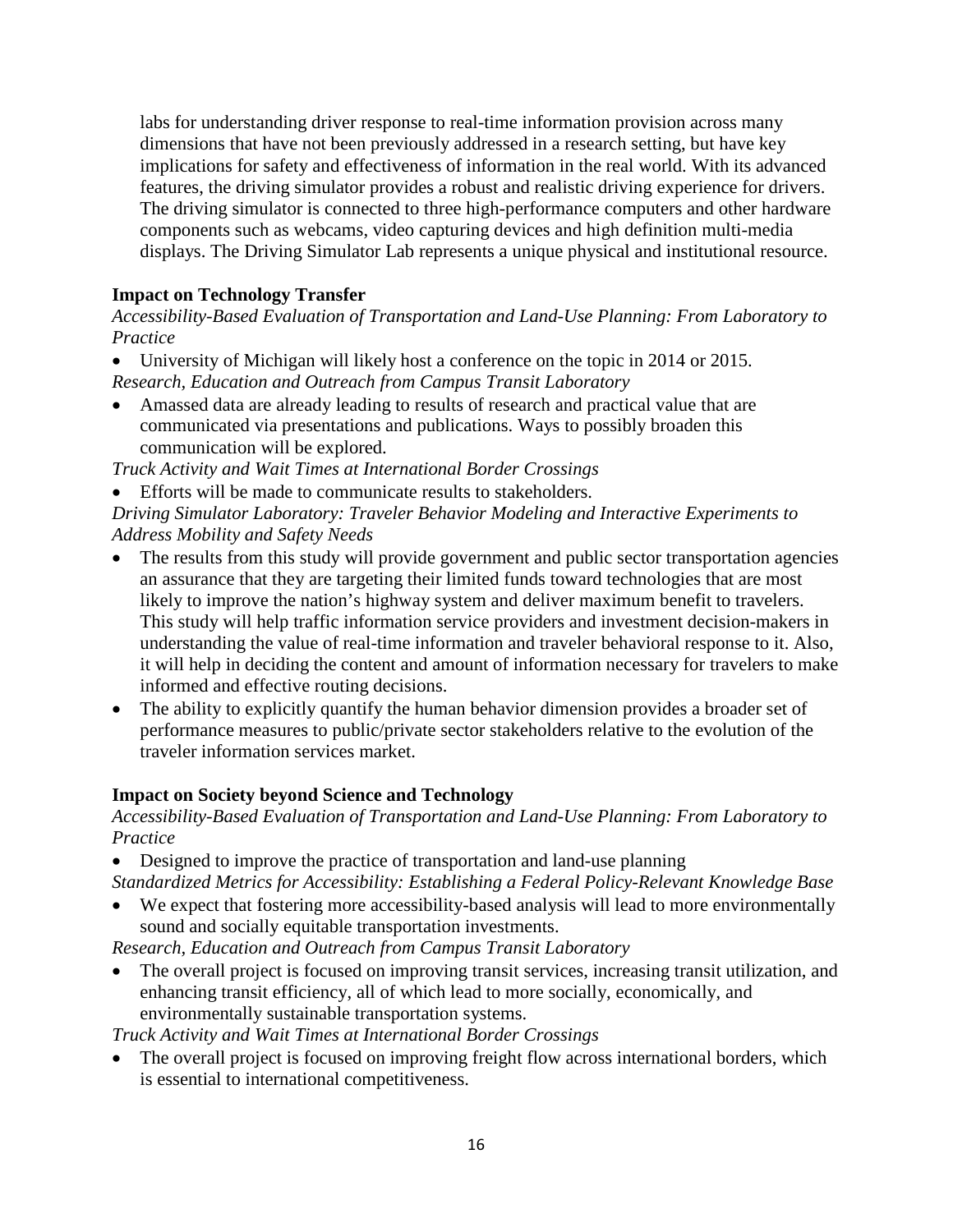labs for understanding driver response to real-time information provision across many dimensions that have not been previously addressed in a research setting, but have key implications for safety and effectiveness of information in the real world. With its advanced features, the driving simulator provides a robust and realistic driving experience for drivers. The driving simulator is connected to three high-performance computers and other hardware components such as webcams, video capturing devices and high definition multi-media displays. The Driving Simulator Lab represents a unique physical and institutional resource.

**Impact on Technology Transfer**

*Accessibility-Based Evaluation of Transportation and Land-Use Planning: From Laboratory to Practice*

- University of Michigan will likely host a conference on the topic in 2014 or 2015.

*Research, Education and Outreach from Campus Transit Laboratory*

- Amassed data are already leading to results of research and practical value that are communicated via presentations and publications. Ways to possibly broaden this communication will be explored.

*Truck Activity and Wait Times at International Border Crossings*

- Efforts will be made to communicate results to stakeholders.

*Driving Simulator Laboratory: Traveler Behavior Modeling and Interactive Experiments to Address Mobility and Safety Needs*

- The results from this study will provide government and public sector transportation agencies an assurance that they are targeting their limited funds toward technologies that are most likely to improve the nation's highway system and deliver maximum benefit to travelers. This study will help traffic information service providers and investment decision-makers in understanding the value of real-time information and traveler behavioral response to it. Also, it will help in deciding the content and amount of information necessary for travelers to make informed and effective routing decisions.
- The ability to explicitly quantify the human behavior dimension provides a broader set of performance measures to public/private sector stakeholders relative to the evolution of the traveler information services market.

**Impact on Society beyond Science and Technology**

*Accessibility-Based Evaluation of Transportation and Land-Use Planning: From Laboratory to Practice*

- Designed to improve the practice of transportation and land-use planning

*Standardized Metrics for Accessibility: Establishing a Federal Policy-Relevant Knowledge Base*

- We expect that fostering more accessibility-based analysis will lead to more environmentally sound and socially equitable transportation investments.

*Research, Education and Outreach from Campus Transit Laboratory*

- The overall project is focused on improving transit services, increasing transit utilization, and enhancing transit efficiency, all of which lead to more socially, economically, and environmentally sustainable transportation systems.

*Truck Activity and Wait Times at International Border Crossings*

- The overall project is focused on improving freight flow across international borders, which is essential to international competitiveness.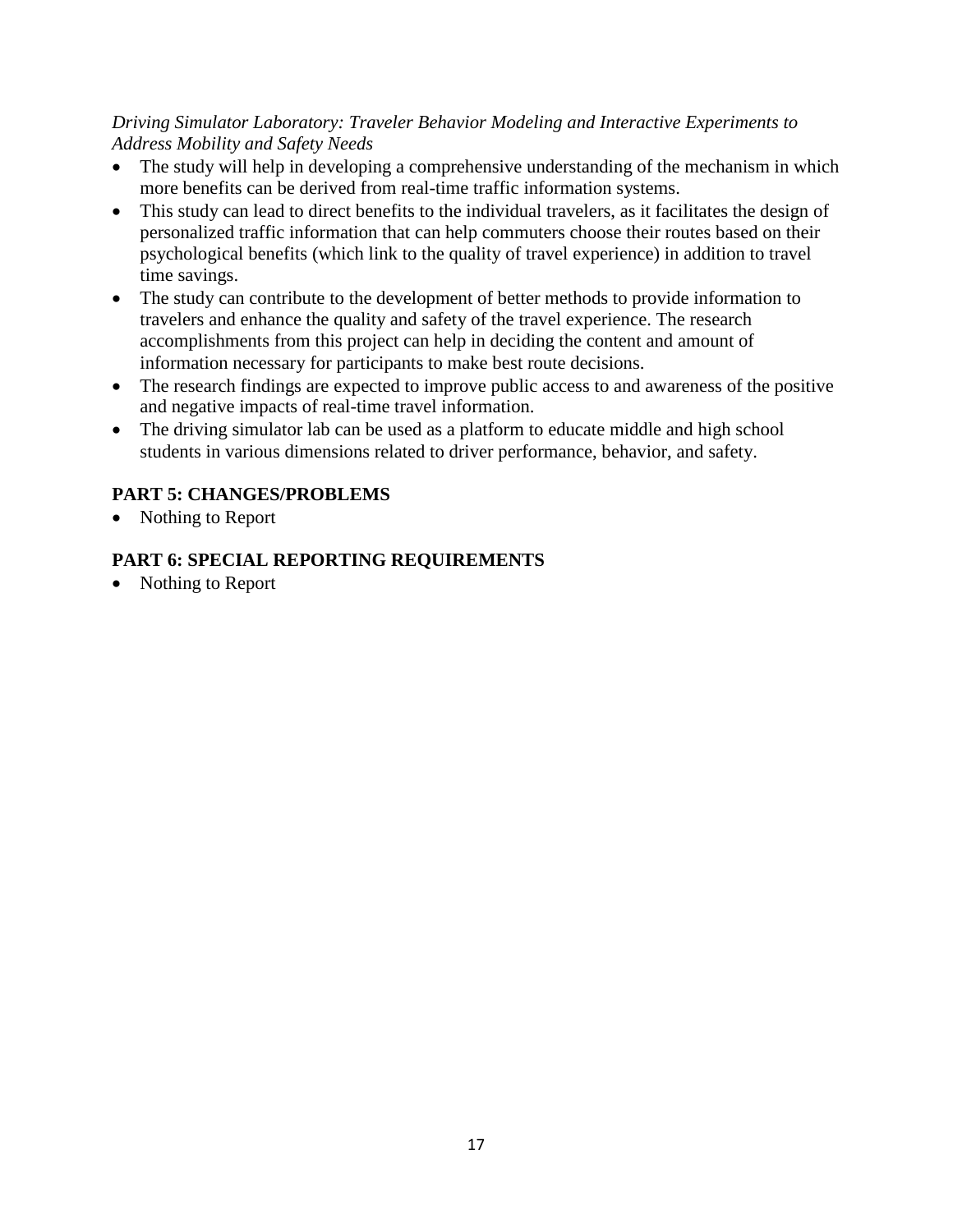*Driving Simulator Laboratory: Traveler Behavior Modeling and Interactive Experiments to Address Mobility and Safety Needs*

- The study will help in developing a comprehensive understanding of the mechanism in which more benefits can be derived from real-time traffic information systems.
- This study can lead to direct benefits to the individual travelers, as it facilitates the design of personalized traffic information that can help commuters choose their routes based on their psychological benefits (which link to the quality of travel experience) in addition to travel time savings.
- The study can contribute to the development of better methods to provide information to travelers and enhance the quality and safety of the travel experience. The research accomplishments from this project can help in deciding the content and amount of information necessary for participants to make best route decisions.
- The research findings are expected to improve public access to and awareness of the positive and negative impacts of real-time travel information.
- The driving simulator lab can be used as a platform to educate middle and high school students in various dimensions related to driver performance, behavior, and safety.

## PART 5: CHANGES/PROBLEMS

- Nothing to Report

## PART 6: SPECIAL REPORTING REQUIREMENTS

- Nothing to Report